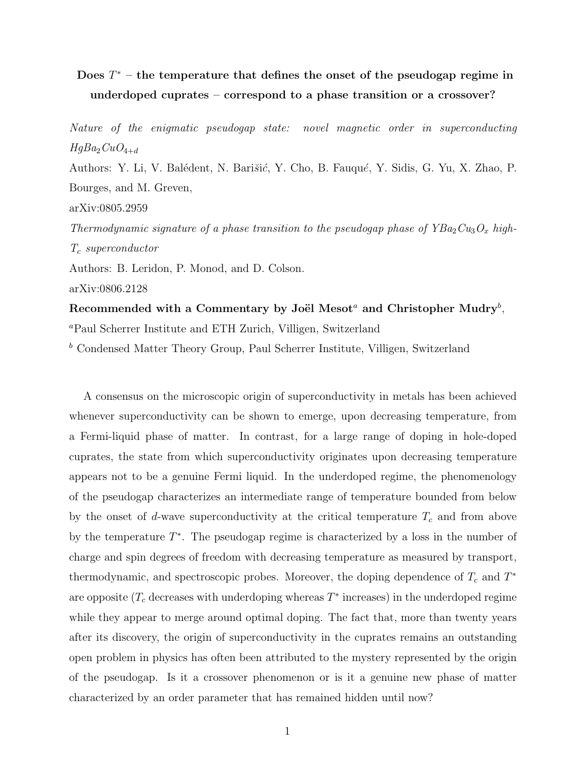# Does $T^*$ – the temperature that defines the onset of the pseudogap regime in underdoped cuprates – correspond to a phase transition or a crossover?

*Nature of the enigmatic pseudogap state: novel magnetic order in superconducting $HgBa_2CuO_{4+d}$*

Authors: Y. Li, V. Balédent, N. Barišić, Y. Cho, B. Fauqué, Y. Sidis, G. Yu, X. Zhao, P. Bourges, and M. Greven,

arXiv:0805.2959

*Thermodynamic signature of a phase transition to the pseudogap phase of $YBa_2Cu_3O_x$ high-$T_c$ superconductor*

Authors: B. Leridon, P. Monod, and D. Colson.

arXiv:0806.2128

**Recommended with a Commentary by Joël Mesot[a] and Christopher Mudry[b],**

[a]Paul Scherrer Institute and ETH Zurich, Villigen, Switzerland

[b] Condensed Matter Theory Group, Paul Scherrer Institute, Villigen, Switzerland

A consensus on the microscopic origin of superconductivity in metals has been achieved whenever superconductivity can be shown to emerge, upon decreasing temperature, from a Fermi-liquid phase of matter. In contrast, for a large range of doping in hole-doped cuprates, the state from which superconductivity originates upon decreasing temperature appears not to be a genuine Fermi liquid. In the underdoped regime, the phenomenology of the pseudogap characterizes an intermediate range of temperature bounded from below by the onset of $d$-wave superconductivity at the critical temperature $T_c$ and from above by the temperature $T^*$. The pseudogap regime is characterized by a loss in the number of charge and spin degrees of freedom with decreasing temperature as measured by transport, thermodynamic, and spectroscopic probes. Moreover, the doping dependence of $T_c$ and $T^*$ are opposite ($T_c$ decreases with underdoping whereas $T^*$ increases) in the underdoped regime while they appear to merge around optimal doping. The fact that, more than twenty years after its discovery, the origin of superconductivity in the cuprates remains an outstanding open problem in physics has often been attributed to the mystery represented by the origin of the pseudogap. Is it a crossover phenomenon or is it a genuine new phase of matter characterized by an order parameter that has remained hidden until now?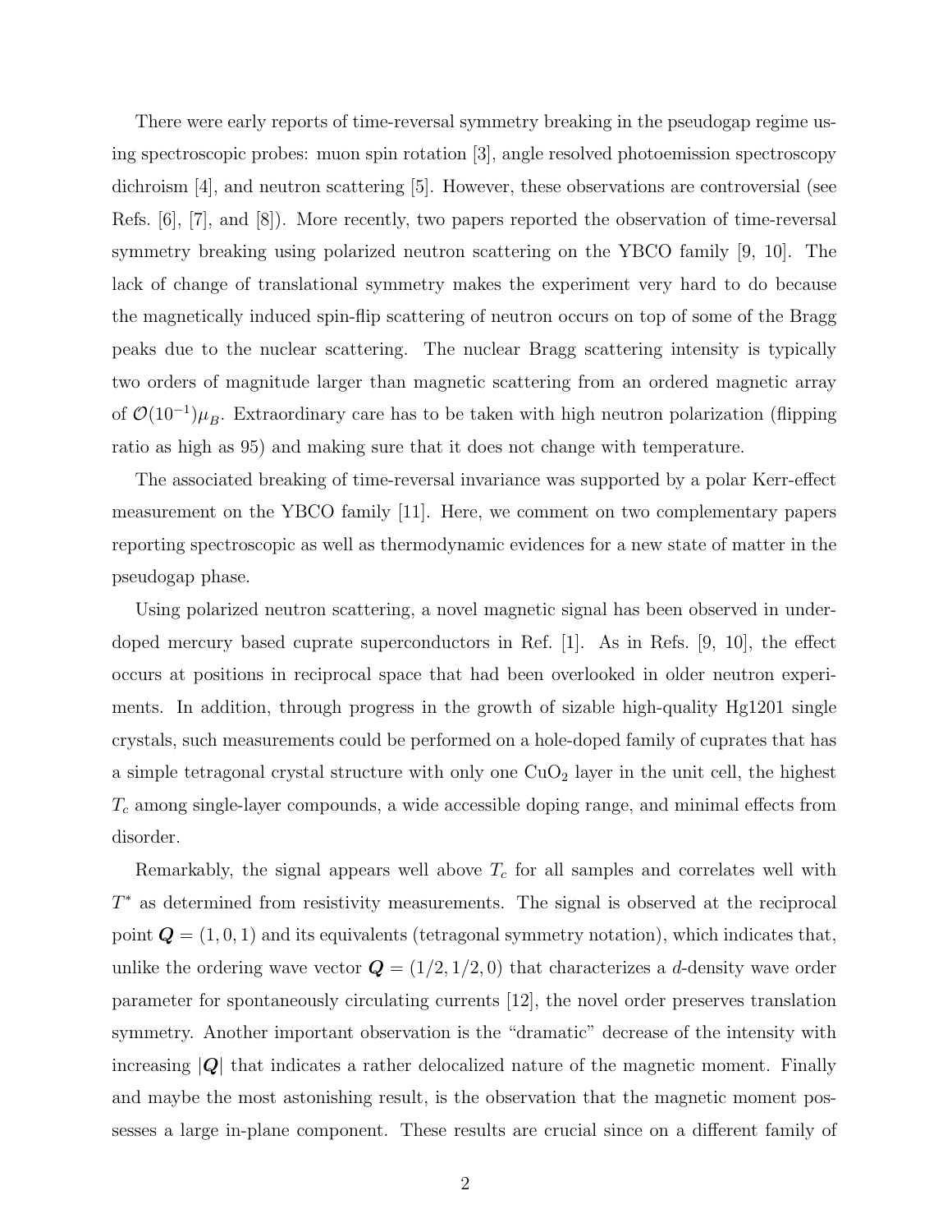There were early reports of time-reversal symmetry breaking in the pseudogap regime using spectroscopic probes: muon spin rotation [3], angle resolved photoemission spectroscopy dichroism [4], and neutron scattering [5]. However, these observations are controversial (see Refs. [6], [7], and [8]). More recently, two papers reported the observation of time-reversal symmetry breaking using polarized neutron scattering on the YBCO family [9, 10]. The lack of change of translational symmetry makes the experiment very hard to do because the magnetically induced spin-flip scattering of neutron occurs on top of some of the Bragg peaks due to the nuclear scattering. The nuclear Bragg scattering intensity is typically two orders of magnitude larger than magnetic scattering from an ordered magnetic array of $\mathcal{O}(10^{-1})\mu_B$. Extraordinary care has to be taken with high neutron polarization (flipping ratio as high as 95) and making sure that it does not change with temperature.

The associated breaking of time-reversal invariance was supported by a polar Kerr-effect measurement on the YBCO family [11]. Here, we comment on two complementary papers reporting spectroscopic as well as thermodynamic evidences for a new state of matter in the pseudogap phase.

Using polarized neutron scattering, a novel magnetic signal has been observed in underdoped mercury based cuprate superconductors in Ref. [1]. As in Refs. [9, 10], the effect occurs at positions in reciprocal space that had been overlooked in older neutron experiments. In addition, through progress in the growth of sizable high-quality Hg1201 single crystals, such measurements could be performed on a hole-doped family of cuprates that has a simple tetragonal crystal structure with only one $CuO_2$ layer in the unit cell, the highest $T_c$ among single-layer compounds, a wide accessible doping range, and minimal effects from disorder.

Remarkably, the signal appears well above $T_c$ for all samples and correlates well with $T^*$ as determined from resistivity measurements. The signal is observed at the reciprocal point $\boldsymbol{Q} = (1, 0, 1)$ and its equivalents (tetragonal symmetry notation), which indicates that, unlike the ordering wave vector $\boldsymbol{Q} = (1/2, 1/2, 0)$ that characterizes a $d$-density wave order parameter for spontaneously circulating currents [12], the novel order preserves translation symmetry. Another important observation is the "dramatic" decrease of the intensity with increasing $|\boldsymbol{Q}|$ that indicates a rather delocalized nature of the magnetic moment. Finally and maybe the most astonishing result, is the observation that the magnetic moment possesses a large in-plane component. These results are crucial since on a different family of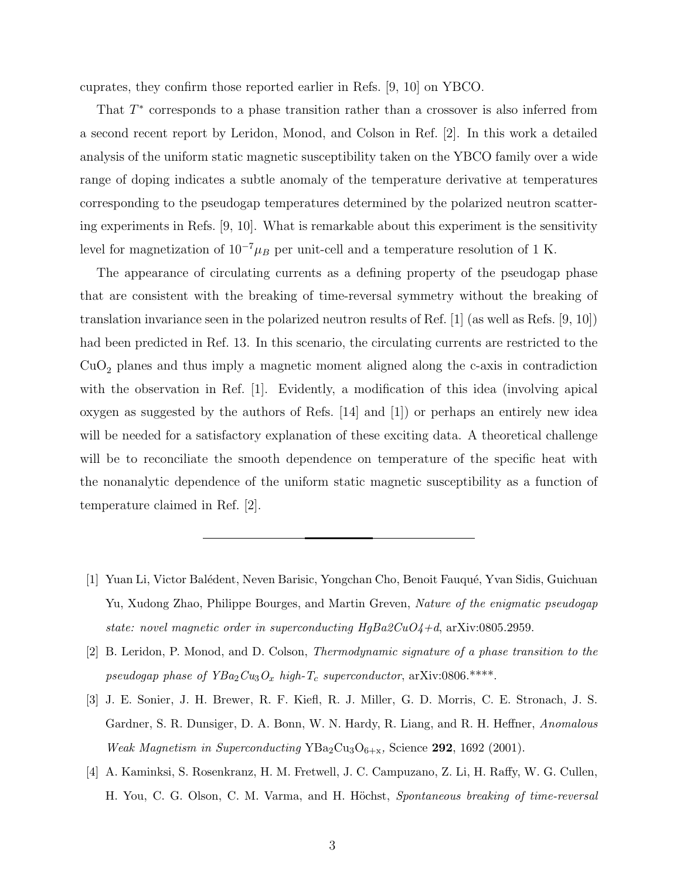cuprates, they confirm those reported earlier in Refs. [9, 10] on YBCO.

That $T^*$ corresponds to a phase transition rather than a crossover is also inferred from a second recent report by Leridon, Monod, and Colson in Ref. [2]. In this work a detailed analysis of the uniform static magnetic susceptibility taken on the YBCO family over a wide range of doping indicates a subtle anomaly of the temperature derivative at temperatures corresponding to the pseudogap temperatures determined by the polarized neutron scattering experiments in Refs. [9, 10]. What is remarkable about this experiment is the sensitivity level for magnetization of $10^{-7}\mu_B$ per unit-cell and a temperature resolution of 1 K.

The appearance of circulating currents as a defining property of the pseudogap phase that are consistent with the breaking of time-reversal symmetry without the breaking of translation invariance seen in the polarized neutron results of Ref. [1] (as well as Refs. [9, 10]) had been predicted in Ref. 13. In this scenario, the circulating currents are restricted to the $CuO_2$ planes and thus imply a magnetic moment aligned along the c-axis in contradiction with the observation in Ref. [1]. Evidently, a modification of this idea (involving apical oxygen as suggested by the authors of Refs. [14] and [1]) or perhaps an entirely new idea will be needed for a satisfactory explanation of these exciting data. A theoretical challenge will be to reconciliate the smooth dependence on temperature of the specific heat with the nonanalytic dependence of the uniform static magnetic susceptibility as a function of temperature claimed in Ref. [2].

---

[1] Yuan Li, Victor Balédent, Neven Barisic, Yongchan Cho, Benoit Fauqué, Yvan Sidis, Guichuan Yu, Xudong Zhao, Philippe Bourges, and Martin Greven, *Nature of the enigmatic pseudogap state: novel magnetic order in superconducting HgBa2CuO4+d*, arXiv:0805.2959.

[2] B. Leridon, P. Monod, and D. Colson, *Thermodynamic signature of a phase transition to the pseudogap phase of $YBa_2Cu_3O_x$ high-$T_c$ superconductor*, arXiv:0806.****.

[3] J. E. Sonier, J. H. Brewer, R. F. Kiefl, R. J. Miller, G. D. Morris, C. E. Stronach, J. S. Gardner, S. R. Dunsiger, D. A. Bonn, W. N. Hardy, R. Liang, and R. H. Heffner, *Anomalous Weak Magnetism in Superconducting* $YBa_2Cu_3O_{6+x}$, Science **292**, 1692 (2001).

[4] A. Kaminksi, S. Rosenkranz, H. M. Fretwell, J. C. Campuzano, Z. Li, H. Raffy, W. G. Cullen, H. You, C. G. Olson, C. M. Varma, and H. Höchst, *Spontaneous breaking of time-reversal*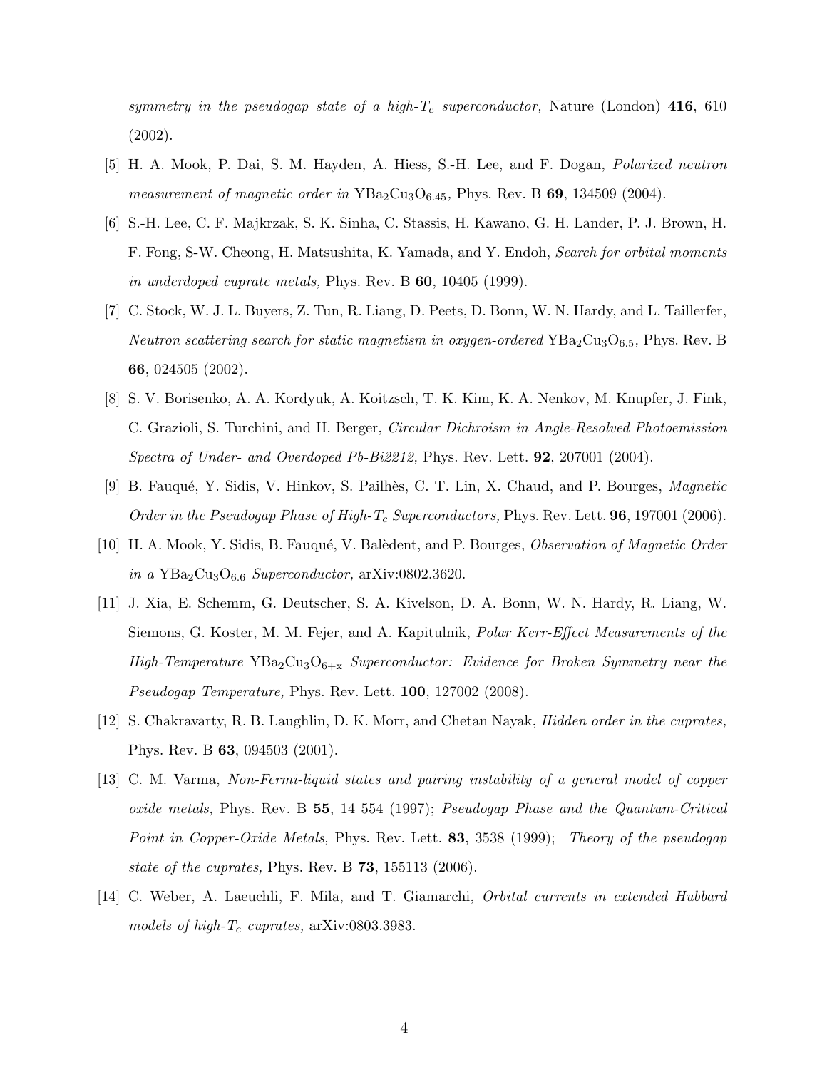*symmetry in the pseudogap state of a high-$T_c$ superconductor,* Nature (London) **416**, 610 (2002).

[5] H. A. Mook, P. Dai, S. M. Hayden, A. Hiess, S.-H. Lee, and F. Dogan, *Polarized neutron measurement of magnetic order in* $YBa_2Cu_3O_{6.45}$*,* Phys. Rev. B **69**, 134509 (2004).

[6] S.-H. Lee, C. F. Majkrzak, S. K. Sinha, C. Stassis, H. Kawano, G. H. Lander, P. J. Brown, H. F. Fong, S-W. Cheong, H. Matsushita, K. Yamada, and Y. Endoh, *Search for orbital moments in underdoped cuprate metals,* Phys. Rev. B **60**, 10405 (1999).

[7] C. Stock, W. J. L. Buyers, Z. Tun, R. Liang, D. Peets, D. Bonn, W. N. Hardy, and L. Taillerfer, *Neutron scattering search for static magnetism in oxygen-ordered* $YBa_2Cu_3O_{6.5}$*,* Phys. Rev. B **66**, 024505 (2002).

[8] S. V. Borisenko, A. A. Kordyuk, A. Koitzsch, T. K. Kim, K. A. Nenkov, M. Knupfer, J. Fink, C. Grazioli, S. Turchini, and H. Berger, *Circular Dichroism in Angle-Resolved Photoemission Spectra of Under- and Overdoped Pb-Bi2212,* Phys. Rev. Lett. **92**, 207001 (2004).

[9] B. Fauqué, Y. Sidis, V. Hinkov, S. Pailhès, C. T. Lin, X. Chaud, and P. Bourges, *Magnetic Order in the Pseudogap Phase of High-$T_c$ Superconductors,* Phys. Rev. Lett. **96**, 197001 (2006).

[10] H. A. Mook, Y. Sidis, B. Fauqué, V. Balèdent, and P. Bourges, *Observation of Magnetic Order in a* $YBa_2Cu_3O_{6.6}$ *Superconductor,* arXiv:0802.3620.

[11] J. Xia, E. Schemm, G. Deutscher, S. A. Kivelson, D. A. Bonn, W. N. Hardy, R. Liang, W. Siemons, G. Koster, M. M. Fejer, and A. Kapitulnik, *Polar Kerr-Effect Measurements of the High-Temperature* $YBa_2Cu_3O_{6+x}$ *Superconductor: Evidence for Broken Symmetry near the Pseudogap Temperature,* Phys. Rev. Lett. **100**, 127002 (2008).

[12] S. Chakravarty, R. B. Laughlin, D. K. Morr, and Chetan Nayak, *Hidden order in the cuprates,* Phys. Rev. B **63**, 094503 (2001).

[13] C. M. Varma, *Non-Fermi-liquid states and pairing instability of a general model of copper oxide metals,* Phys. Rev. B **55**, 14 554 (1997); *Pseudogap Phase and the Quantum-Critical Point in Copper-Oxide Metals,* Phys. Rev. Lett. **83**, 3538 (1999); *Theory of the pseudogap state of the cuprates,* Phys. Rev. B **73**, 155113 (2006).

[14] C. Weber, A. Laeuchli, F. Mila, and T. Giamarchi, *Orbital currents in extended Hubbard models of high-$T_c$ cuprates,* arXiv:0803.3983.